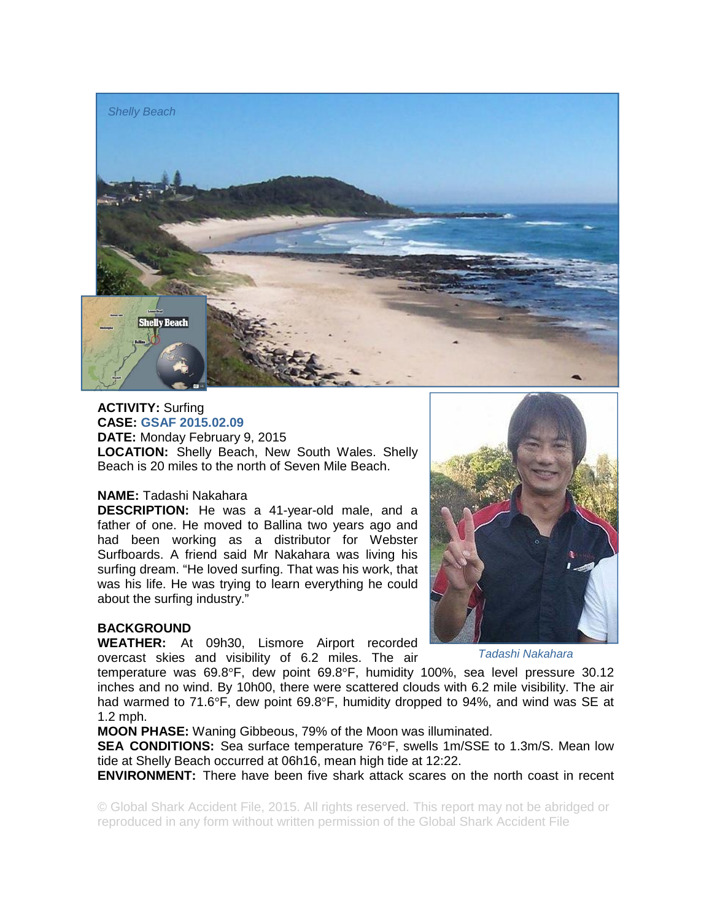*Shelly Beach*

*Tadashi Nakahara*

**ACTIVITY:** Surfing
**CASE:** **GSAF 2015.02.09**
**DATE:** Monday February 9, 2015
**LOCATION:** Shelly Beach, New South Wales. Shelly Beach is 20 miles to the north of Seven Mile Beach.

**NAME:** Tadashi Nakahara
**DESCRIPTION:** He was a 41-year-old male, and a father of one. He moved to Ballina two years ago and had been working as a distributor for Webster Surfboards. A friend said Mr Nakahara was living his surfing dream. "He loved surfing. That was his work, that was his life. He was trying to learn everything he could about the surfing industry."

**BACKGROUND**
**WEATHER:** At 09h30, Lismore Airport recorded overcast skies and visibility of 6.2 miles. The air temperature was 69.8°F, dew point 69.8°F, humidity 100%, sea level pressure 30.12 inches and no wind. By 10h00, there were scattered clouds with 6.2 mile visibility. The air had warmed to 71.6°F, dew point 69.8°F, humidity dropped to 94%, and wind was SE at 1.2 mph.
**MOON PHASE:** Waning Gibbeous, 79% of the Moon was illuminated.
**SEA CONDITIONS:** Sea surface temperature 76°F, swells 1m/SSE to 1.3m/S. Mean low tide at Shelly Beach occurred at 06h16, mean high tide at 12:22.
**ENVIRONMENT:** There have been five shark attack scares on the north coast in recent

© Global Shark Accident File, 2015. All rights reserved. This report may not be abridged or reproduced in any form without written permission of the Global Shark Accident File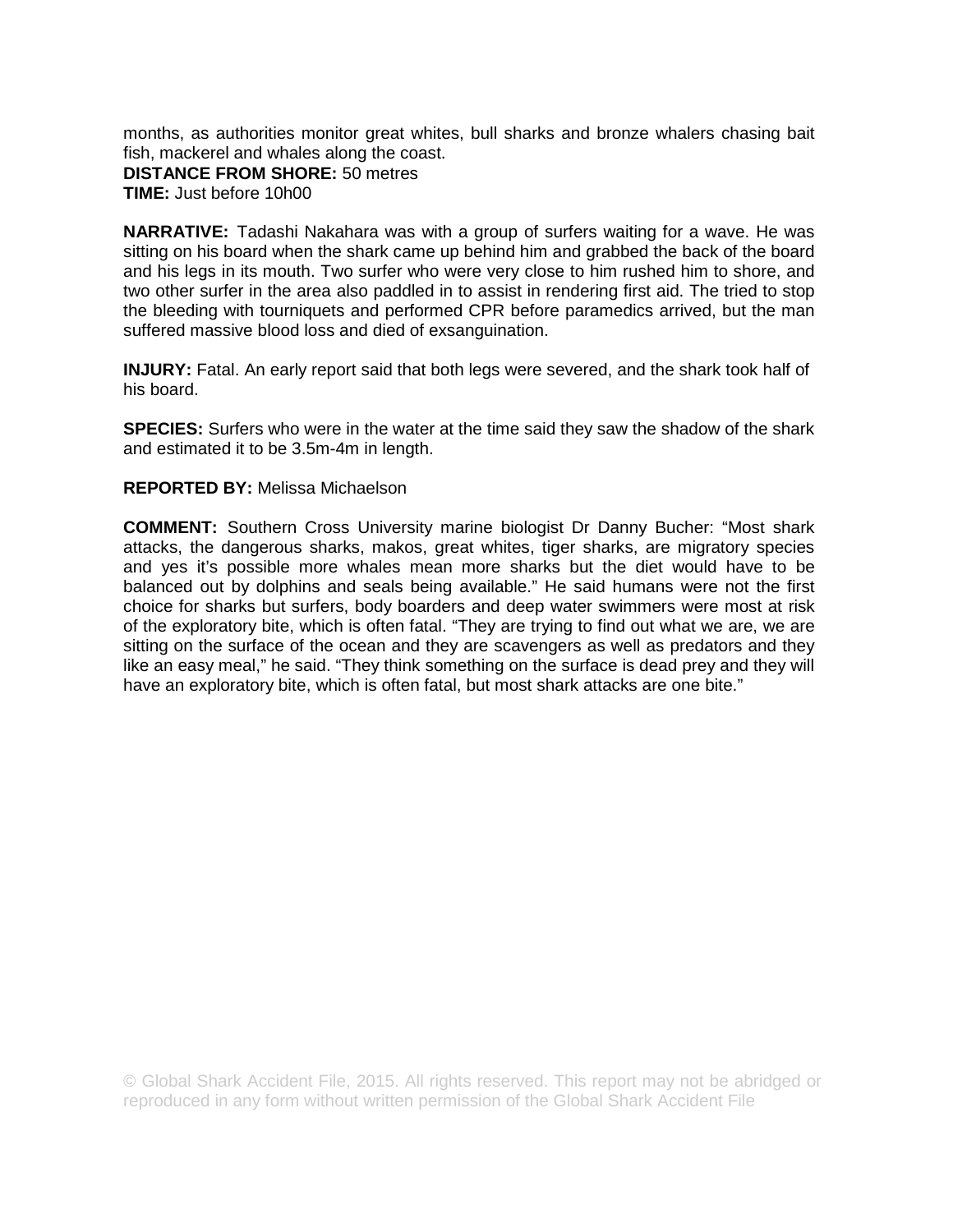months, as authorities monitor great whites, bull sharks and bronze whalers chasing bait fish, mackerel and whales along the coast.
**DISTANCE FROM SHORE:** 50 metres
**TIME:** Just before 10h00

**NARRATIVE:** Tadashi Nakahara was with a group of surfers waiting for a wave. He was sitting on his board when the shark came up behind him and grabbed the back of the board and his legs in its mouth. Two surfer who were very close to him rushed him to shore, and two other surfer in the area also paddled in to assist in rendering first aid. The tried to stop the bleeding with tourniquets and performed CPR before paramedics arrived, but the man suffered massive blood loss and died of exsanguination.

**INJURY:** Fatal. An early report said that both legs were severed, and the shark took half of his board.

**SPECIES:** Surfers who were in the water at the time said they saw the shadow of the shark and estimated it to be 3.5m-4m in length.

**REPORTED BY:** Melissa Michaelson

**COMMENT:** Southern Cross University marine biologist Dr Danny Bucher: "Most shark attacks, the dangerous sharks, makos, great whites, tiger sharks, are migratory species and yes it's possible more whales mean more sharks but the diet would have to be balanced out by dolphins and seals being available." He said humans were not the first choice for sharks but surfers, body boarders and deep water swimmers were most at risk of the exploratory bite, which is often fatal. "They are trying to find out what we are, we are sitting on the surface of the ocean and they are scavengers as well as predators and they like an easy meal," he said. "They think something on the surface is dead prey and they will have an exploratory bite, which is often fatal, but most shark attacks are one bite."

© Global Shark Accident File, 2015. All rights reserved. This report may not be abridged or reproduced in any form without written permission of the Global Shark Accident File